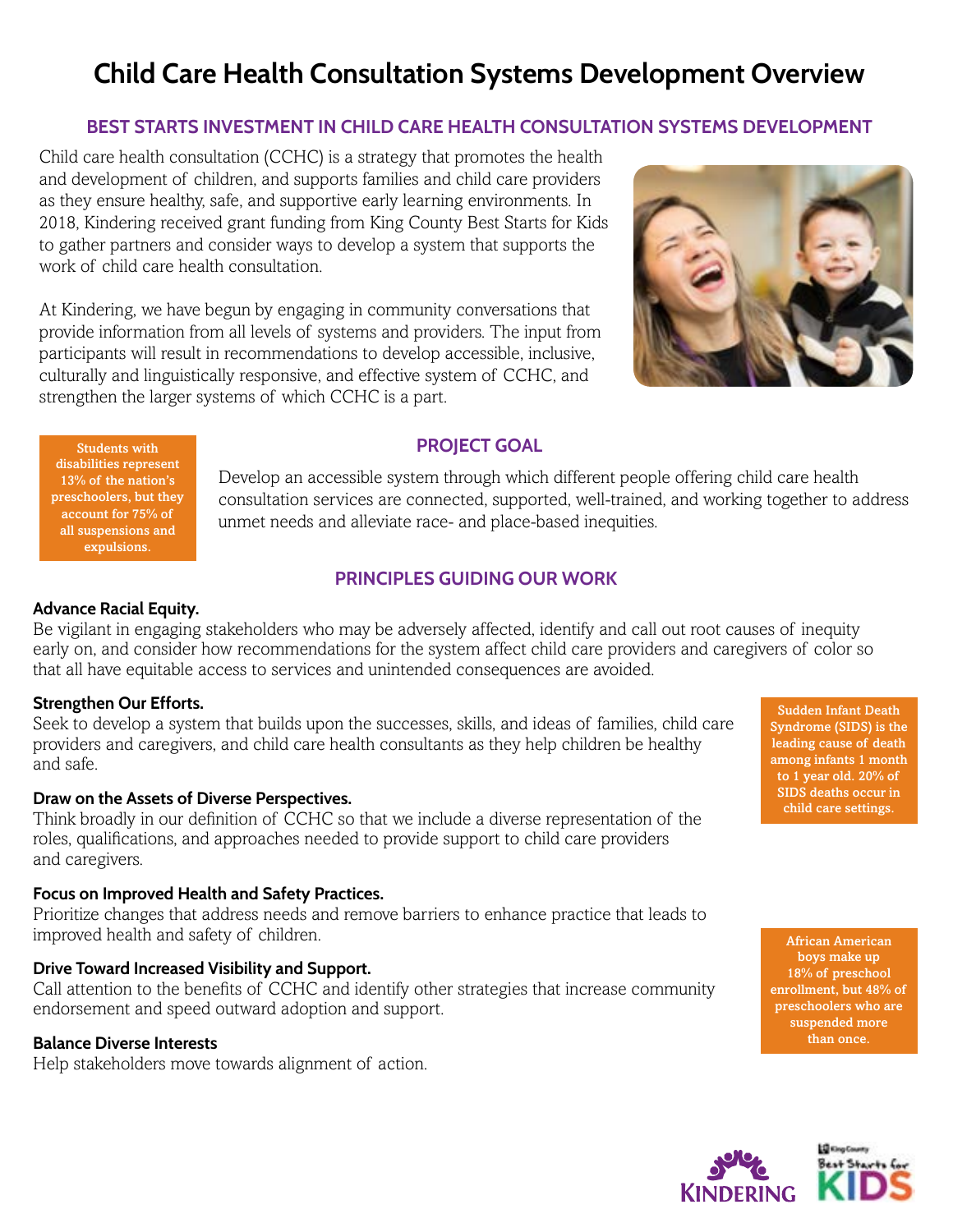# Child Care Health Consultation Systems Development Overview

## BEST STARTS INVESTMENT IN CHILD CARE HEALTH CONSULTATION SYSTEMS DEVELOPMENT

Child care health consultation (CCHC) is a strategy that promotes the health and development of children, and supports families and child care providers as they ensure healthy, safe, and supportive early learning environments. In 2018, Kindering received grant funding from King County Best Starts for Kids to gather partners and consider ways to develop a system that supports the work of child care health consultation.

At Kindering, we have begun by engaging in community conversations that provide information from all levels of systems and providers. The input from participants will result in recommendations to develop accessible, inclusive, culturally and linguistically responsive, and effective system of CCHC, and strengthen the larger systems of which CCHC is a part.

**Students with disabilities represent 13% of the nation's preschoolers, but they account for 75% of all suspensions and expulsions.**

## PROJECT GOAL

Develop an accessible system through which different people offering child care health consultation services are connected, supported, well-trained, and working together to address unmet needs and alleviate race- and place-based inequities.

## PRINCIPLES GUIDING OUR WORK

**Advance Racial Equity.**
Be vigilant in engaging stakeholders who may be adversely affected, identify and call out root causes of inequity early on, and consider how recommendations for the system affect child care providers and caregivers of color so that all have equitable access to services and unintended consequences are avoided.

**Strengthen Our Efforts.**
Seek to develop a system that builds upon the successes, skills, and ideas of families, child care providers and caregivers, and child care health consultants as they help children be healthy and safe.

**Draw on the Assets of Diverse Perspectives.**
Think broadly in our definition of CCHC so that we include a diverse representation of the roles, qualifications, and approaches needed to provide support to child care providers and caregivers.

**Focus on Improved Health and Safety Practices.**
Prioritize changes that address needs and remove barriers to enhance practice that leads to improved health and safety of children.

**Drive Toward Increased Visibility and Support.**
Call attention to the benefits of CCHC and identify other strategies that increase community endorsement and speed outward adoption and support.

**Balance Diverse Interests**
Help stakeholders move towards alignment of action.

**Sudden Infant Death Syndrome (SIDS) is the leading cause of death among infants 1 month to 1 year old. 20% of SIDS deaths occur in child care settings.**

**African American boys make up 18% of preschool enrollment, but 48% of preschoolers who are suspended more than once.**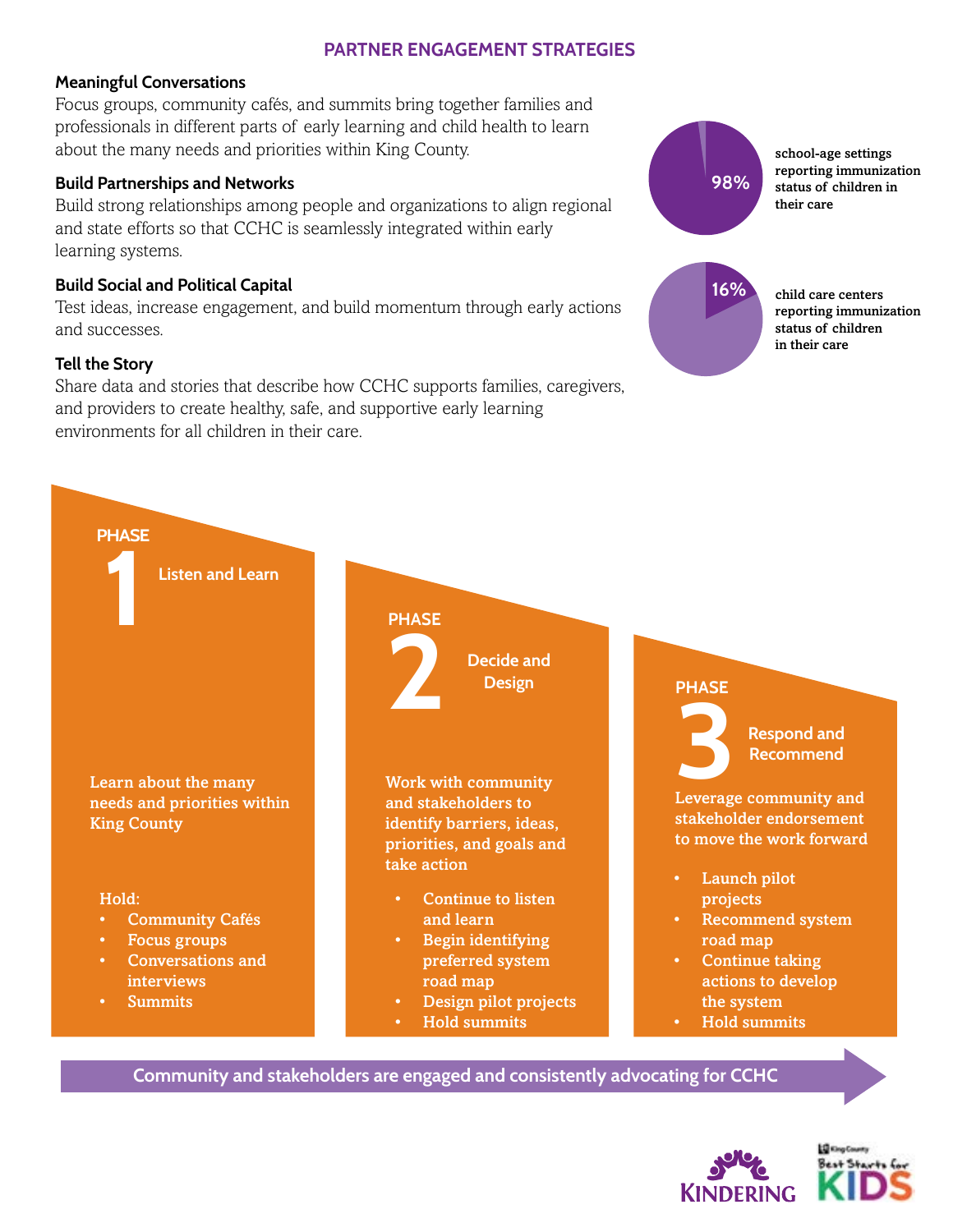## PARTNER ENGAGEMENT STRATEGIES

**Meaningful Conversations**
Focus groups, community cafés, and summits bring together families and professionals in different parts of early learning and child health to learn about the many needs and priorities within King County.

**Build Partnerships and Networks**
Build strong relationships among people and organizations to align regional and state efforts so that CCHC is seamlessly integrated within early learning systems.

**Build Social and Political Capital**
Test ideas, increase engagement, and build momentum through early actions and successes.

**Tell the Story**
Share data and stories that describe how CCHC supports families, caregivers, and providers to create healthy, safe, and supportive early learning environments for all children in their care.

98%
school-age settings reporting immunization status of children in their care

16%
child care centers reporting immunization status of children in their care

### PHASE 1 — Listen and Learn

Learn about the many needs and priorities within King County

Hold:
- Community Cafés
- Focus groups
- Conversations and interviews
- Summits

### PHASE 2 — Decide and Design

Work with community and stakeholders to identify barriers, ideas, priorities, and goals and take action

- Continue to listen and learn
- Begin identifying preferred system road map
- Design pilot projects
- Hold summits

### PHASE 3 — Respond and Recommend

Leverage community and stakeholder endorsement to move the work forward

- Launch pilot projects
- Recommend system road map
- Continue taking actions to develop the system
- Hold summits

**Community and stakeholders are engaged and consistently advocating for CCHC**

KINDERING

King County Best Starts for KIDS